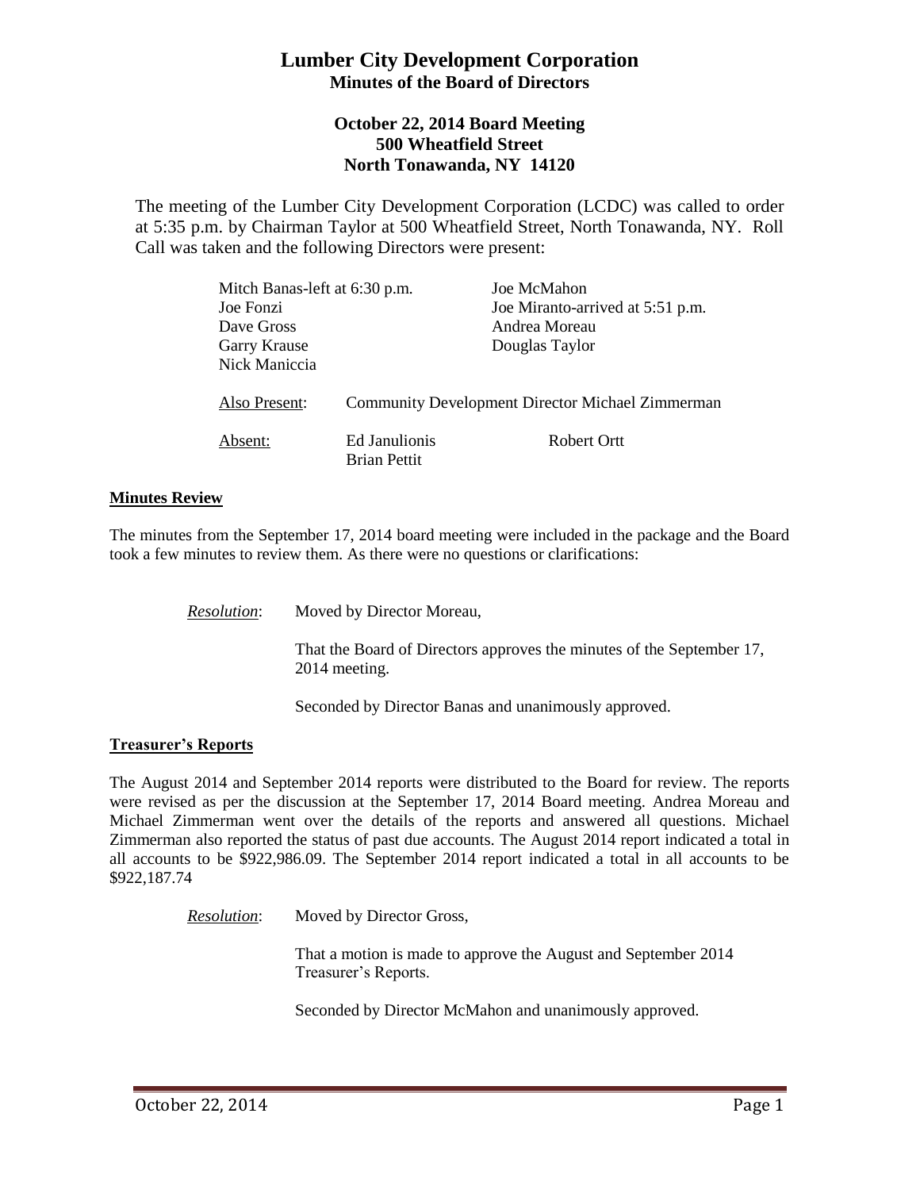# Lumber City Development Corporation

## Minutes of the Board of Directors

### October 22, 2014 Board Meeting
### 500 Wheatfield Street
### North Tonawanda, NY 14120

The meeting of the Lumber City Development Corporation (LCDC) was called to order at 5:35 p.m. by Chairman Taylor at 500 Wheatfield Street, North Tonawanda, NY. Roll Call was taken and the following Directors were present:

| | |
|---|---|
| Mitch Banas-left at 6:30 p.m. | Joe McMahon |
| Joe Fonzi | Joe Miranto-arrived at 5:51 p.m. |
| Dave Gross | Andrea Moreau |
| Garry Krause | Douglas Taylor |
| Nick Maniccia | |

Also Present: Community Development Director Michael Zimmerman

Absent: Ed Janulionis, Robert Ortt, Brian Pettit

**Minutes Review**

The minutes from the September 17, 2014 board meeting were included in the package and the Board took a few minutes to review them. As there were no questions or clarifications:

*Resolution*: Moved by Director Moreau,

That the Board of Directors approves the minutes of the September 17, 2014 meeting.

Seconded by Director Banas and unanimously approved.

**Treasurer's Reports**

The August 2014 and September 2014 reports were distributed to the Board for review. The reports were revised as per the discussion at the September 17, 2014 Board meeting. Andrea Moreau and Michael Zimmerman went over the details of the reports and answered all questions. Michael Zimmerman also reported the status of past due accounts. The August 2014 report indicated a total in all accounts to be $922,986.09. The September 2014 report indicated a total in all accounts to be $922,187.74

*Resolution*: Moved by Director Gross,

That a motion is made to approve the August and September 2014 Treasurer's Reports.

Seconded by Director McMahon and unanimously approved.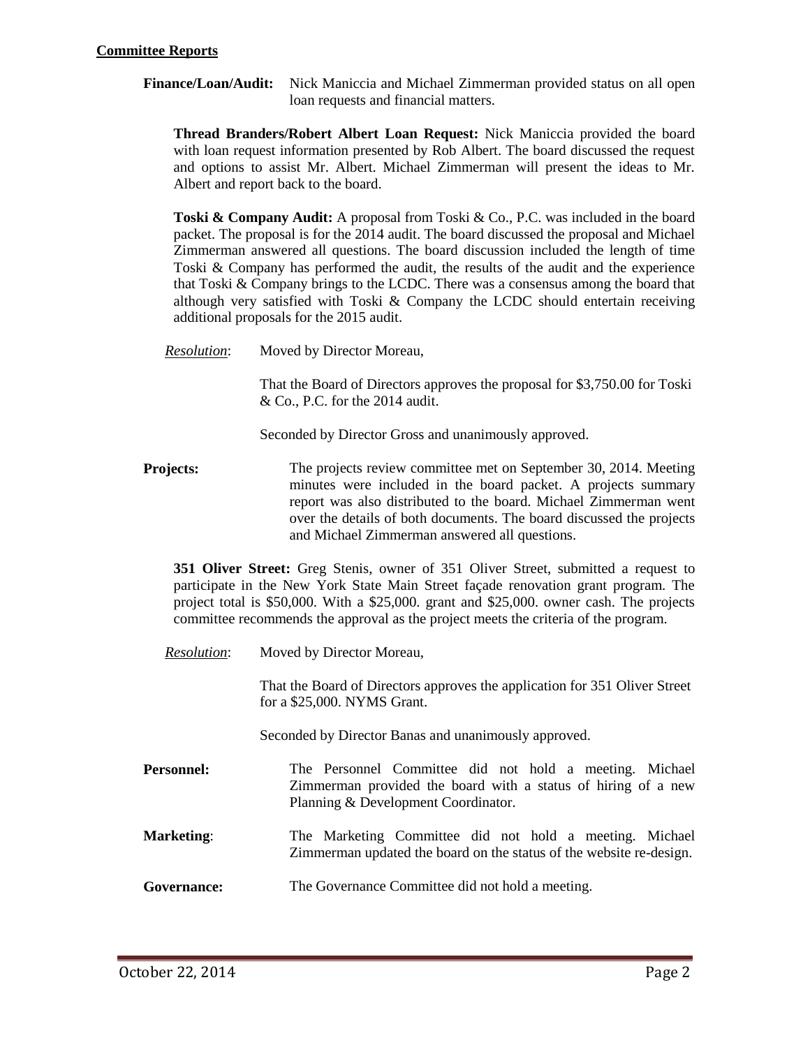**Committee Reports**

**Finance/Loan/Audit:** Nick Maniccia and Michael Zimmerman provided status on all open loan requests and financial matters.

**Thread Branders/Robert Albert Loan Request:** Nick Maniccia provided the board with loan request information presented by Rob Albert. The board discussed the request and options to assist Mr. Albert. Michael Zimmerman will present the ideas to Mr. Albert and report back to the board.

**Toski & Company Audit:** A proposal from Toski & Co., P.C. was included in the board packet. The proposal is for the 2014 audit. The board discussed the proposal and Michael Zimmerman answered all questions. The board discussion included the length of time Toski & Company has performed the audit, the results of the audit and the experience that Toski & Company brings to the LCDC. There was a consensus among the board that although very satisfied with Toski & Company the LCDC should entertain receiving additional proposals for the 2015 audit.

*Resolution*: Moved by Director Moreau,

That the Board of Directors approves the proposal for $3,750.00 for Toski & Co., P.C. for the 2014 audit.

Seconded by Director Gross and unanimously approved.

**Projects:** The projects review committee met on September 30, 2014. Meeting minutes were included in the board packet. A projects summary report was also distributed to the board. Michael Zimmerman went over the details of both documents. The board discussed the projects and Michael Zimmerman answered all questions.

**351 Oliver Street:** Greg Stenis, owner of 351 Oliver Street, submitted a request to participate in the New York State Main Street façade renovation grant program. The project total is $50,000. With a $25,000. grant and $25,000. owner cash. The projects committee recommends the approval as the project meets the criteria of the program.

*Resolution*: Moved by Director Moreau,

That the Board of Directors approves the application for 351 Oliver Street for a $25,000. NYMS Grant.

Seconded by Director Banas and unanimously approved.

**Personnel:** The Personnel Committee did not hold a meeting. Michael Zimmerman provided the board with a status of hiring of a new Planning & Development Coordinator.

**Marketing**: The Marketing Committee did not hold a meeting. Michael Zimmerman updated the board on the status of the website re-design.

**Governance:** The Governance Committee did not hold a meeting.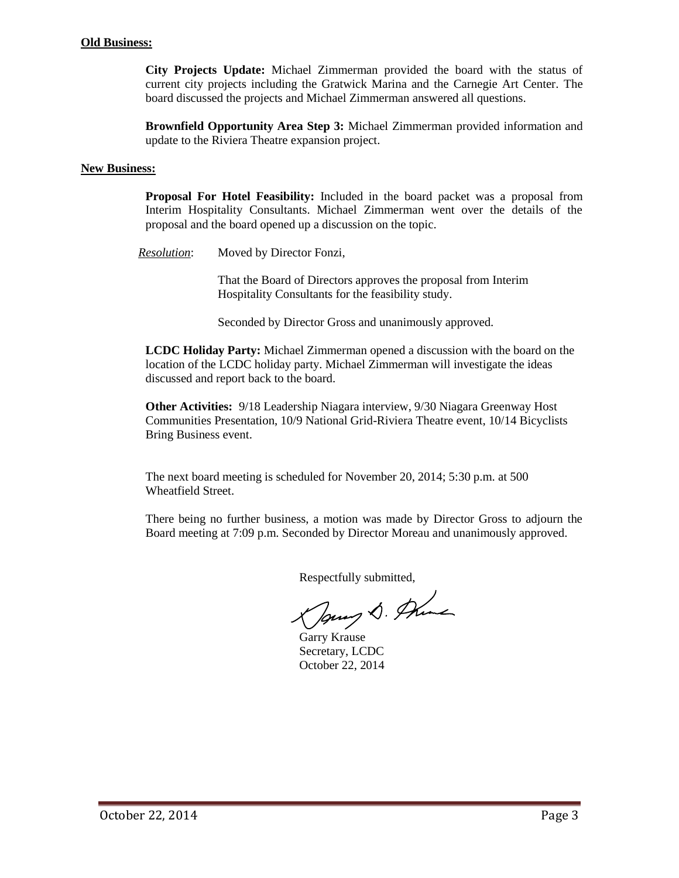**Old Business:**

**City Projects Update:** Michael Zimmerman provided the board with the status of current city projects including the Gratwick Marina and the Carnegie Art Center. The board discussed the projects and Michael Zimmerman answered all questions.

**Brownfield Opportunity Area Step 3:** Michael Zimmerman provided information and update to the Riviera Theatre expansion project.

**New Business:**

**Proposal For Hotel Feasibility:** Included in the board packet was a proposal from Interim Hospitality Consultants. Michael Zimmerman went over the details of the proposal and the board opened up a discussion on the topic.

*Resolution*: Moved by Director Fonzi,

That the Board of Directors approves the proposal from Interim Hospitality Consultants for the feasibility study.

Seconded by Director Gross and unanimously approved.

**LCDC Holiday Party:** Michael Zimmerman opened a discussion with the board on the location of the LCDC holiday party. Michael Zimmerman will investigate the ideas discussed and report back to the board.

**Other Activities:** 9/18 Leadership Niagara interview, 9/30 Niagara Greenway Host Communities Presentation, 10/9 National Grid-Riviera Theatre event, 10/14 Bicyclists Bring Business event.

The next board meeting is scheduled for November 20, 2014; 5:30 p.m. at 500 Wheatfield Street.

There being no further business, a motion was made by Director Gross to adjourn the Board meeting at 7:09 p.m. Seconded by Director Moreau and unanimously approved.

Respectfully submitted,

Garry Krause
Secretary, LCDC
October 22, 2014